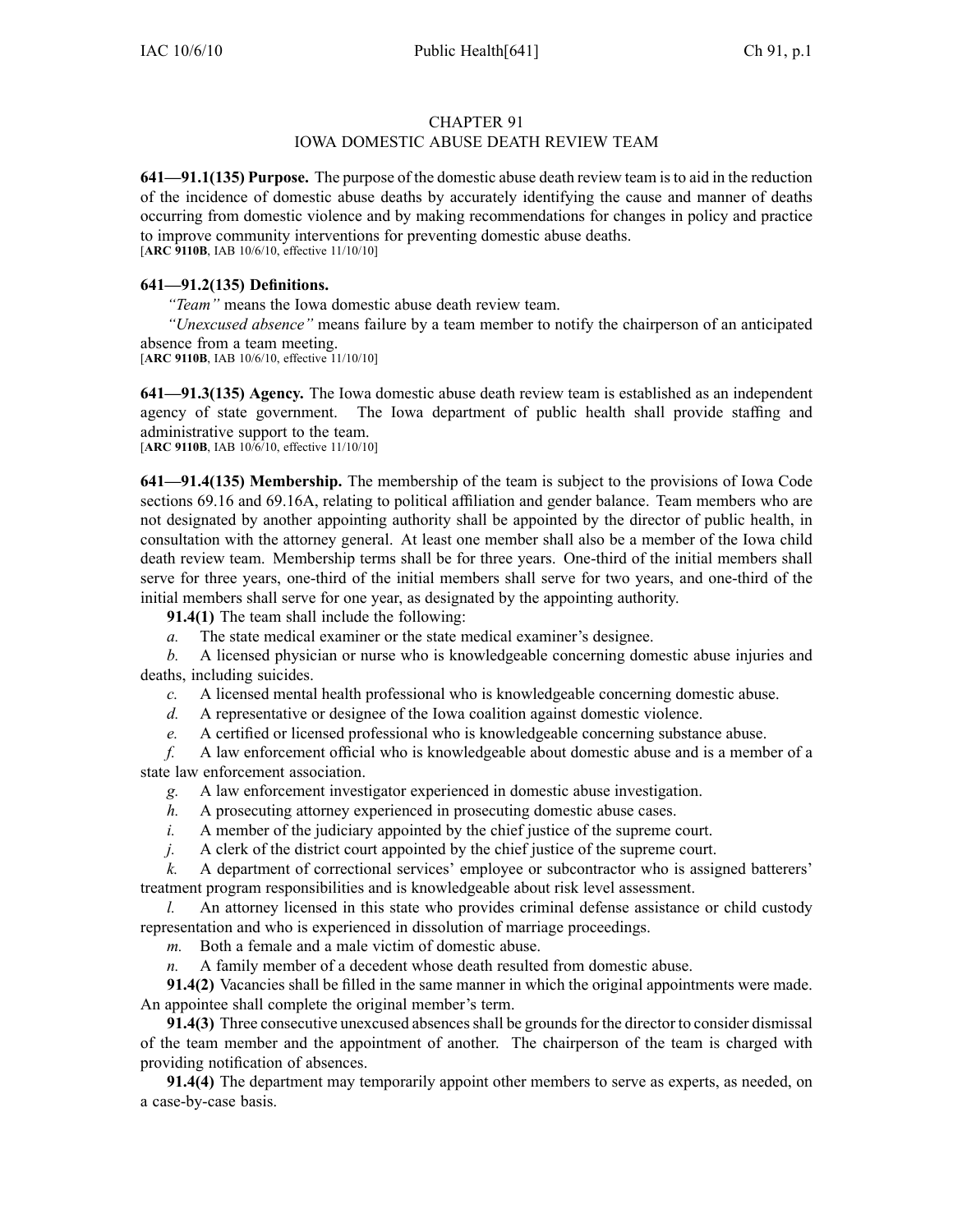# CHAPTER 91
# IOWA DOMESTIC ABUSE DEATH REVIEW TEAM

**641—91.1(135) Purpose.** The purpose of the domestic abuse death review team is to aid in the reduction of the incidence of domestic abuse deaths by accurately identifying the cause and manner of deaths occurring from domestic violence and by making recommendations for changes in policy and practice to improve community interventions for preventing domestic abuse deaths.
[**ARC 9110B**, IAB 10/6/10, effective 11/10/10]

**641—91.2(135) Definitions.**

*"Team"* means the Iowa domestic abuse death review team.

*"Unexcused absence"* means failure by a team member to notify the chairperson of an anticipated absence from a team meeting.
[**ARC 9110B**, IAB 10/6/10, effective 11/10/10]

**641—91.3(135) Agency.** The Iowa domestic abuse death review team is established as an independent agency of state government. The Iowa department of public health shall provide staffing and administrative support to the team.
[**ARC 9110B**, IAB 10/6/10, effective 11/10/10]

**641—91.4(135) Membership.** The membership of the team is subject to the provisions of Iowa Code sections 69.16 and 69.16A, relating to political affiliation and gender balance. Team members who are not designated by another appointing authority shall be appointed by the director of public health, in consultation with the attorney general. At least one member shall also be a member of the Iowa child death review team. Membership terms shall be for three years. One-third of the initial members shall serve for three years, one-third of the initial members shall serve for two years, and one-third of the initial members shall serve for one year, as designated by the appointing authority.

**91.4(1)** The team shall include the following:

*a.* The state medical examiner or the state medical examiner's designee.

*b.* A licensed physician or nurse who is knowledgeable concerning domestic abuse injuries and deaths, including suicides.

*c.* A licensed mental health professional who is knowledgeable concerning domestic abuse.

*d.* A representative or designee of the Iowa coalition against domestic violence.

*e.* A certified or licensed professional who is knowledgeable concerning substance abuse.

*f.* A law enforcement official who is knowledgeable about domestic abuse and is a member of a state law enforcement association.

*g.* A law enforcement investigator experienced in domestic abuse investigation.

*h.* A prosecuting attorney experienced in prosecuting domestic abuse cases.

*i.* A member of the judiciary appointed by the chief justice of the supreme court.

*j.* A clerk of the district court appointed by the chief justice of the supreme court.

*k.* A department of correctional services' employee or subcontractor who is assigned batterers' treatment program responsibilities and is knowledgeable about risk level assessment.

*l.* An attorney licensed in this state who provides criminal defense assistance or child custody representation and who is experienced in dissolution of marriage proceedings.

*m.* Both a female and a male victim of domestic abuse.

*n.* A family member of a decedent whose death resulted from domestic abuse.

**91.4(2)** Vacancies shall be filled in the same manner in which the original appointments were made. An appointee shall complete the original member's term.

**91.4(3)** Three consecutive unexcused absences shall be grounds for the director to consider dismissal of the team member and the appointment of another. The chairperson of the team is charged with providing notification of absences.

**91.4(4)** The department may temporarily appoint other members to serve as experts, as needed, on a case-by-case basis.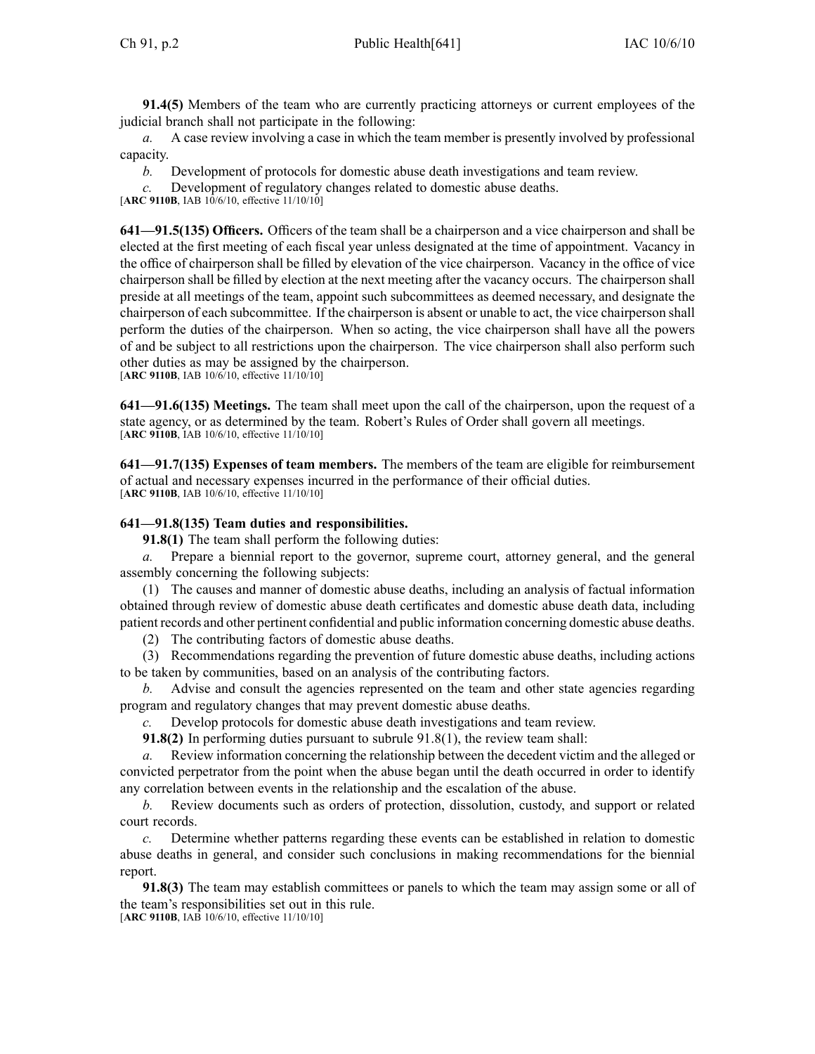**91.4(5)** Members of the team who are currently practicing attorneys or current employees of the judicial branch shall not participate in the following:

*a.* A case review involving a case in which the team member is presently involved by professional capacity.

*b.* Development of protocols for domestic abuse death investigations and team review.

*c.* Development of regulatory changes related to domestic abuse deaths.

[**ARC 9110B**, IAB 10/6/10, effective 11/10/10]

**641—91.5(135) Officers.** Officers of the team shall be a chairperson and a vice chairperson and shall be elected at the first meeting of each fiscal year unless designated at the time of appointment. Vacancy in the office of chairperson shall be filled by elevation of the vice chairperson. Vacancy in the office of vice chairperson shall be filled by election at the next meeting after the vacancy occurs. The chairperson shall preside at all meetings of the team, appoint such subcommittees as deemed necessary, and designate the chairperson of each subcommittee. If the chairperson is absent or unable to act, the vice chairperson shall perform the duties of the chairperson. When so acting, the vice chairperson shall have all the powers of and be subject to all restrictions upon the chairperson. The vice chairperson shall also perform such other duties as may be assigned by the chairperson.

[**ARC 9110B**, IAB 10/6/10, effective 11/10/10]

**641—91.6(135) Meetings.** The team shall meet upon the call of the chairperson, upon the request of a state agency, or as determined by the team. Robert's Rules of Order shall govern all meetings.

[**ARC 9110B**, IAB 10/6/10, effective 11/10/10]

**641—91.7(135) Expenses of team members.** The members of the team are eligible for reimbursement of actual and necessary expenses incurred in the performance of their official duties.

[**ARC 9110B**, IAB 10/6/10, effective 11/10/10]

**641—91.8(135) Team duties and responsibilities.**

**91.8(1)** The team shall perform the following duties:

*a.* Prepare a biennial report to the governor, supreme court, attorney general, and the general assembly concerning the following subjects:

(1) The causes and manner of domestic abuse deaths, including an analysis of factual information obtained through review of domestic abuse death certificates and domestic abuse death data, including patient records and other pertinent confidential and public information concerning domestic abuse deaths.

(2) The contributing factors of domestic abuse deaths.

(3) Recommendations regarding the prevention of future domestic abuse deaths, including actions to be taken by communities, based on an analysis of the contributing factors.

*b.* Advise and consult the agencies represented on the team and other state agencies regarding program and regulatory changes that may prevent domestic abuse deaths.

*c.* Develop protocols for domestic abuse death investigations and team review.

**91.8(2)** In performing duties pursuant to subrule 91.8(1), the review team shall:

*a.* Review information concerning the relationship between the decedent victim and the alleged or convicted perpetrator from the point when the abuse began until the death occurred in order to identify any correlation between events in the relationship and the escalation of the abuse.

*b.* Review documents such as orders of protection, dissolution, custody, and support or related court records.

*c.* Determine whether patterns regarding these events can be established in relation to domestic abuse deaths in general, and consider such conclusions in making recommendations for the biennial report.

**91.8(3)** The team may establish committees or panels to which the team may assign some or all of the team's responsibilities set out in this rule.

[**ARC 9110B**, IAB 10/6/10, effective 11/10/10]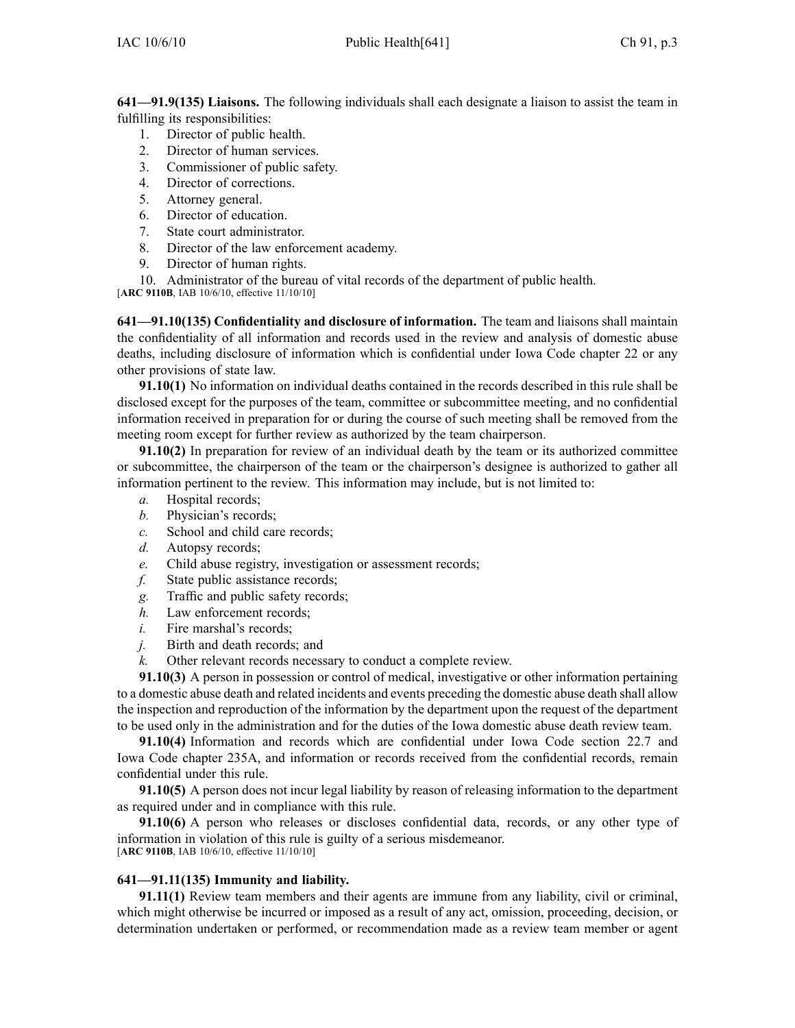**641—91.9(135) Liaisons.** The following individuals shall each designate a liaison to assist the team in fulfilling its responsibilities:

1. Director of public health.
2. Director of human services.
3. Commissioner of public safety.
4. Director of corrections.
5. Attorney general.
6. Director of education.
7. State court administrator.
8. Director of the law enforcement academy.
9. Director of human rights.
10. Administrator of the bureau of vital records of the department of public health.

[**ARC 9110B**, IAB 10/6/10, effective 11/10/10]

**641—91.10(135) Confidentiality and disclosure of information.** The team and liaisons shall maintain the confidentiality of all information and records used in the review and analysis of domestic abuse deaths, including disclosure of information which is confidential under Iowa Code chapter 22 or any other provisions of state law.

**91.10(1)** No information on individual deaths contained in the records described in this rule shall be disclosed except for the purposes of the team, committee or subcommittee meeting, and no confidential information received in preparation for or during the course of such meeting shall be removed from the meeting room except for further review as authorized by the team chairperson.

**91.10(2)** In preparation for review of an individual death by the team or its authorized committee or subcommittee, the chairperson of the team or the chairperson's designee is authorized to gather all information pertinent to the review. This information may include, but is not limited to:

*a.* Hospital records;

*b.* Physician's records;

*c.* School and child care records;

*d.* Autopsy records;

*e.* Child abuse registry, investigation or assessment records;

*f.* State public assistance records;

*g.* Traffic and public safety records;

*h.* Law enforcement records;

*i.* Fire marshal's records;

*j.* Birth and death records; and

*k.* Other relevant records necessary to conduct a complete review.

**91.10(3)** A person in possession or control of medical, investigative or other information pertaining to a domestic abuse death and related incidents and events preceding the domestic abuse death shall allow the inspection and reproduction of the information by the department upon the request of the department to be used only in the administration and for the duties of the Iowa domestic abuse death review team.

**91.10(4)** Information and records which are confidential under Iowa Code section 22.7 and Iowa Code chapter 235A, and information or records received from the confidential records, remain confidential under this rule.

**91.10(5)** A person does not incur legal liability by reason of releasing information to the department as required under and in compliance with this rule.

**91.10(6)** A person who releases or discloses confidential data, records, or any other type of information in violation of this rule is guilty of a serious misdemeanor.

[**ARC 9110B**, IAB 10/6/10, effective 11/10/10]

**641—91.11(135) Immunity and liability.**

**91.11(1)** Review team members and their agents are immune from any liability, civil or criminal, which might otherwise be incurred or imposed as a result of any act, omission, proceeding, decision, or determination undertaken or performed, or recommendation made as a review team member or agent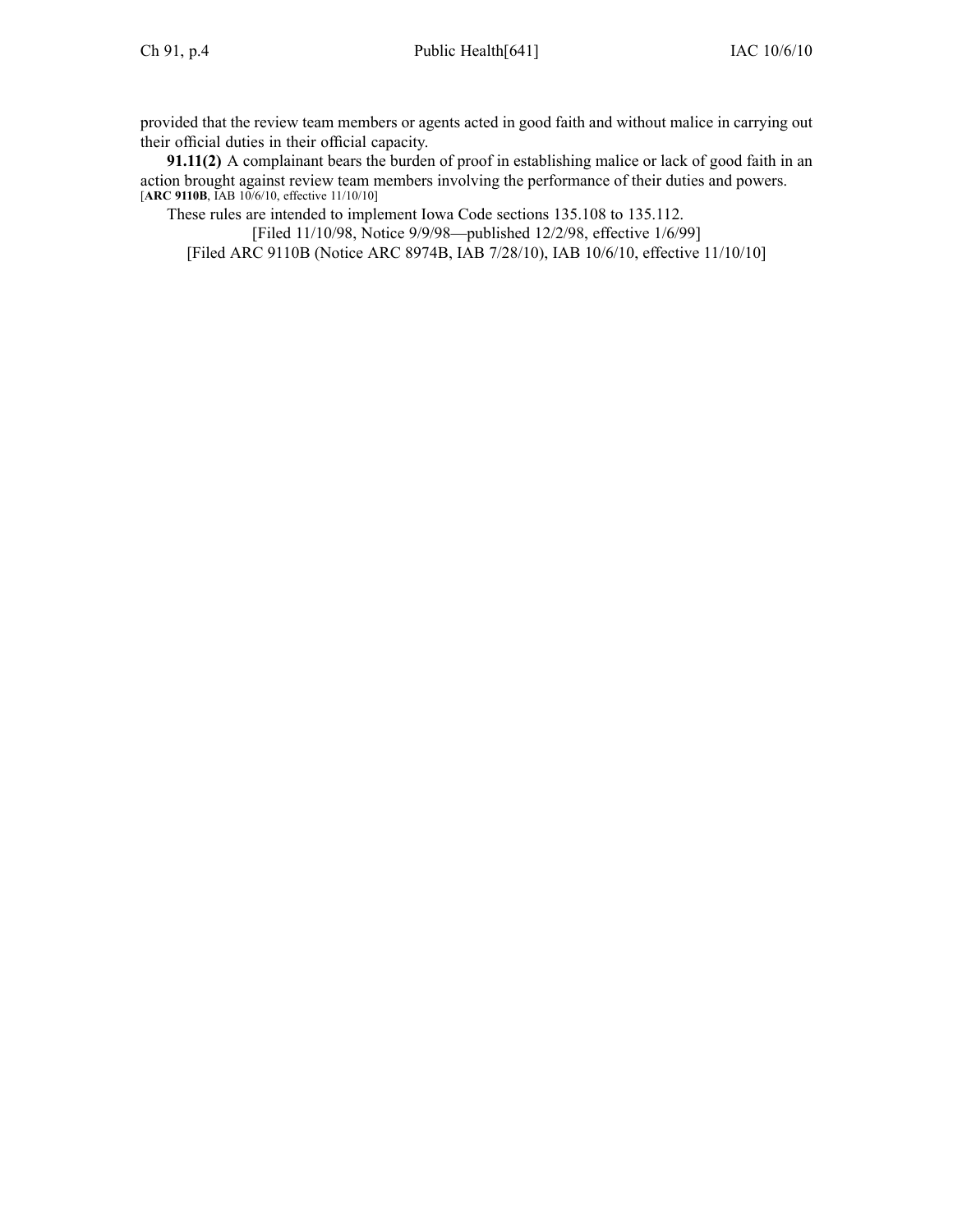provided that the review team members or agents acted in good faith and without malice in carrying out their official duties in their official capacity.

**91.11(2)** A complainant bears the burden of proof in establishing malice or lack of good faith in an action brought against review team members involving the performance of their duties and powers.
[**ARC 9110B**, IAB 10/6/10, effective 11/10/10]

These rules are intended to implement Iowa Code sections 135.108 to 135.112.

[Filed 11/10/98, Notice 9/9/98—published 12/2/98, effective 1/6/99]
[Filed ARC 9110B (Notice ARC 8974B, IAB 7/28/10), IAB 10/6/10, effective 11/10/10]